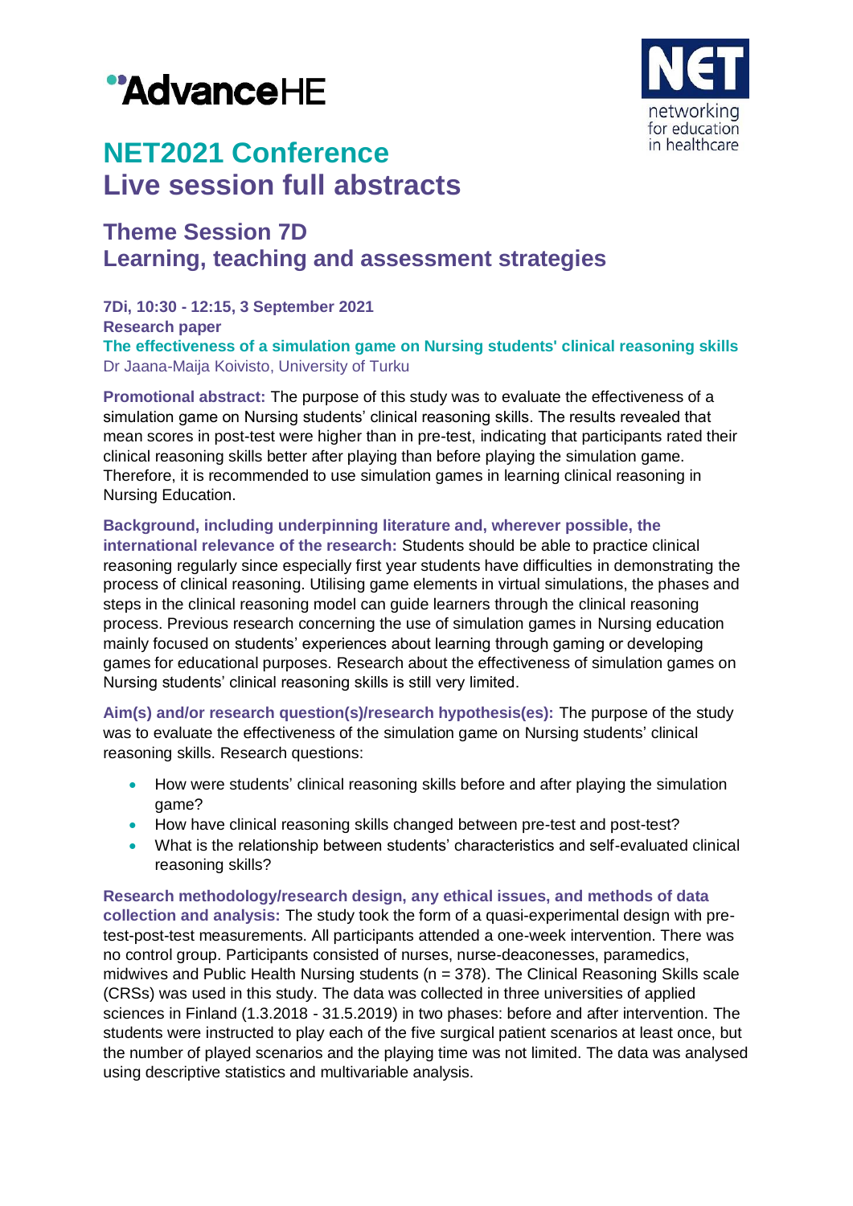# NET2021 Conference
# Live session full abstracts

## Theme Session 7D
## Learning, teaching and assessment strategies

**7Di, 10:30 - 12:15, 3 September 2021**
**Research paper**
**The effectiveness of a simulation game on Nursing students' clinical reasoning skills**
Dr Jaana-Maija Koivisto, University of Turku

**Promotional abstract:** The purpose of this study was to evaluate the effectiveness of a simulation game on Nursing students' clinical reasoning skills. The results revealed that mean scores in post-test were higher than in pre-test, indicating that participants rated their clinical reasoning skills better after playing than before playing the simulation game. Therefore, it is recommended to use simulation games in learning clinical reasoning in Nursing Education.

**Background, including underpinning literature and, wherever possible, the international relevance of the research:** Students should be able to practice clinical reasoning regularly since especially first year students have difficulties in demonstrating the process of clinical reasoning. Utilising game elements in virtual simulations, the phases and steps in the clinical reasoning model can guide learners through the clinical reasoning process. Previous research concerning the use of simulation games in Nursing education mainly focused on students' experiences about learning through gaming or developing games for educational purposes. Research about the effectiveness of simulation games on Nursing students' clinical reasoning skills is still very limited.

**Aim(s) and/or research question(s)/research hypothesis(es):** The purpose of the study was to evaluate the effectiveness of the simulation game on Nursing students' clinical reasoning skills. Research questions:

- How were students' clinical reasoning skills before and after playing the simulation game?
- How have clinical reasoning skills changed between pre-test and post-test?
- What is the relationship between students' characteristics and self-evaluated clinical reasoning skills?

**Research methodology/research design, any ethical issues, and methods of data collection and analysis:** The study took the form of a quasi-experimental design with pre-test-post-test measurements. All participants attended a one-week intervention. There was no control group. Participants consisted of nurses, nurse-deaconesses, paramedics, midwives and Public Health Nursing students (n = 378). The Clinical Reasoning Skills scale (CRSs) was used in this study. The data was collected in three universities of applied sciences in Finland (1.3.2018 - 31.5.2019) in two phases: before and after intervention. The students were instructed to play each of the five surgical patient scenarios at least once, but the number of played scenarios and the playing time was not limited. The data was analysed using descriptive statistics and multivariable analysis.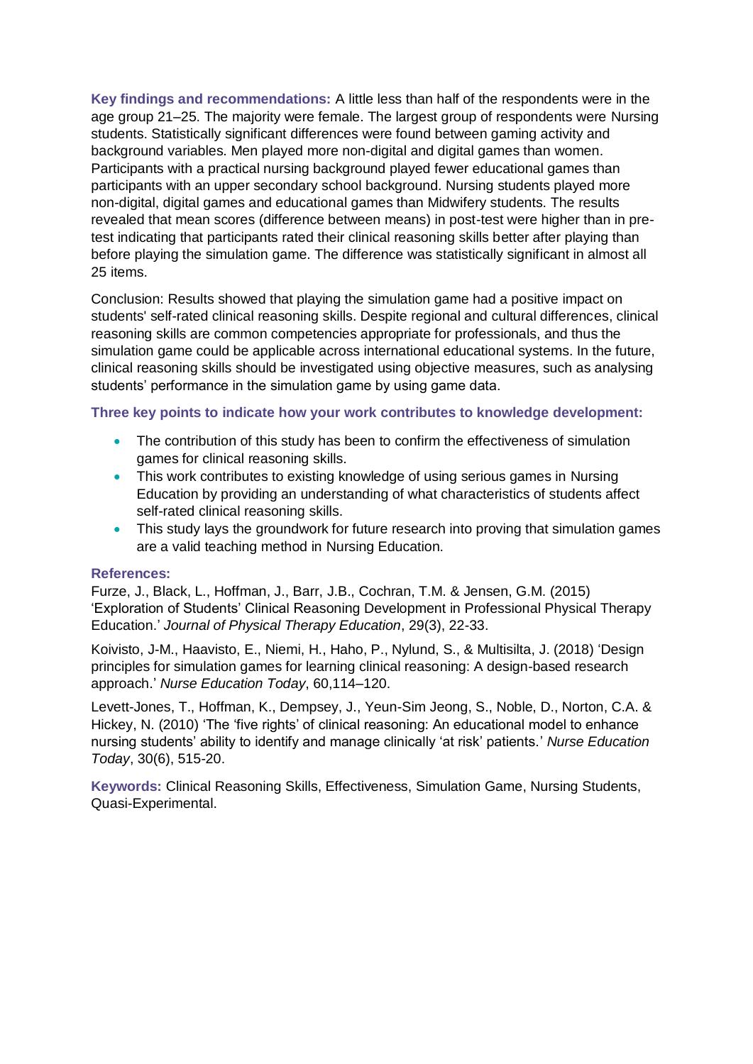**Key findings and recommendations:** A little less than half of the respondents were in the age group 21–25. The majority were female. The largest group of respondents were Nursing students. Statistically significant differences were found between gaming activity and background variables. Men played more non-digital and digital games than women. Participants with a practical nursing background played fewer educational games than participants with an upper secondary school background. Nursing students played more non-digital, digital games and educational games than Midwifery students. The results revealed that mean scores (difference between means) in post-test were higher than in pre-test indicating that participants rated their clinical reasoning skills better after playing than before playing the simulation game. The difference was statistically significant in almost all 25 items.

Conclusion: Results showed that playing the simulation game had a positive impact on students' self-rated clinical reasoning skills. Despite regional and cultural differences, clinical reasoning skills are common competencies appropriate for professionals, and thus the simulation game could be applicable across international educational systems. In the future, clinical reasoning skills should be investigated using objective measures, such as analysing students' performance in the simulation game by using game data.

**Three key points to indicate how your work contributes to knowledge development:**

- The contribution of this study has been to confirm the effectiveness of simulation games for clinical reasoning skills.
- This work contributes to existing knowledge of using serious games in Nursing Education by providing an understanding of what characteristics of students affect self-rated clinical reasoning skills.
- This study lays the groundwork for future research into proving that simulation games are a valid teaching method in Nursing Education.

**References:**

Furze, J., Black, L., Hoffman, J., Barr, J.B., Cochran, T.M. & Jensen, G.M. (2015) 'Exploration of Students' Clinical Reasoning Development in Professional Physical Therapy Education.' *Journal of Physical Therapy Education*, 29(3), 22-33.

Koivisto, J-M., Haavisto, E., Niemi, H., Haho, P., Nylund, S., & Multisilta, J. (2018) 'Design principles for simulation games for learning clinical reasoning: A design-based research approach.' *Nurse Education Today*, 60,114–120.

Levett-Jones, T., Hoffman, K., Dempsey, J., Yeun-Sim Jeong, S., Noble, D., Norton, C.A. & Hickey, N. (2010) 'The 'five rights' of clinical reasoning: An educational model to enhance nursing students' ability to identify and manage clinically 'at risk' patients.' *Nurse Education Today*, 30(6), 515-20.

**Keywords:** Clinical Reasoning Skills, Effectiveness, Simulation Game, Nursing Students, Quasi-Experimental.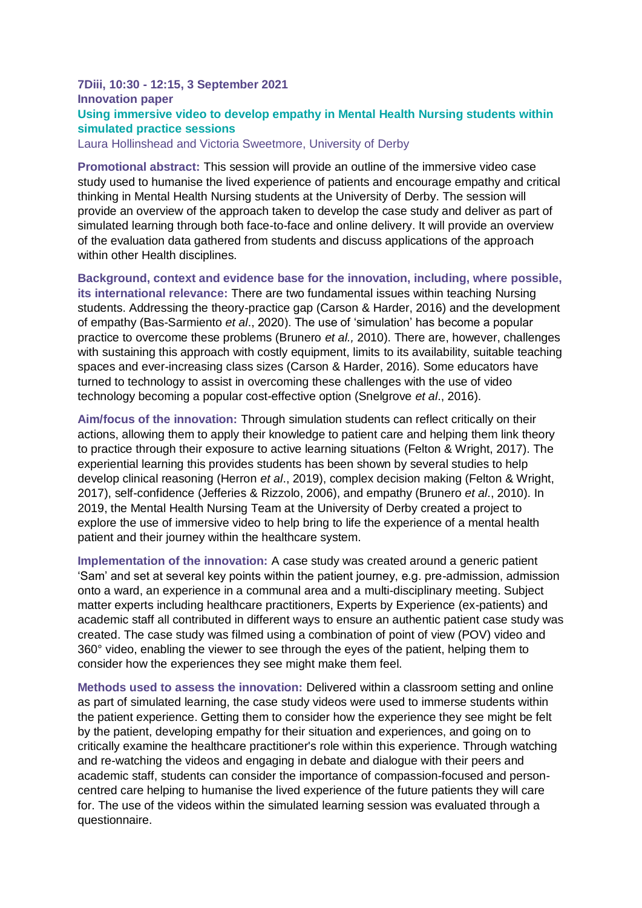**7Diii, 10:30 - 12:15, 3 September 2021**
**Innovation paper**

## Using immersive video to develop empathy in Mental Health Nursing students within simulated practice sessions

Laura Hollinshead and Victoria Sweetmore, University of Derby

**Promotional abstract:** This session will provide an outline of the immersive video case study used to humanise the lived experience of patients and encourage empathy and critical thinking in Mental Health Nursing students at the University of Derby. The session will provide an overview of the approach taken to develop the case study and deliver as part of simulated learning through both face-to-face and online delivery. It will provide an overview of the evaluation data gathered from students and discuss applications of the approach within other Health disciplines.

**Background, context and evidence base for the innovation, including, where possible, its international relevance:** There are two fundamental issues within teaching Nursing students. Addressing the theory-practice gap (Carson & Harder, 2016) and the development of empathy (Bas-Sarmiento *et al*., 2020). The use of 'simulation' has become a popular practice to overcome these problems (Brunero *et al.,* 2010). There are, however, challenges with sustaining this approach with costly equipment, limits to its availability, suitable teaching spaces and ever-increasing class sizes (Carson & Harder, 2016). Some educators have turned to technology to assist in overcoming these challenges with the use of video technology becoming a popular cost-effective option (Snelgrove *et al*., 2016).

**Aim/focus of the innovation:** Through simulation students can reflect critically on their actions, allowing them to apply their knowledge to patient care and helping them link theory to practice through their exposure to active learning situations (Felton & Wright, 2017). The experiential learning this provides students has been shown by several studies to help develop clinical reasoning (Herron *et al*., 2019), complex decision making (Felton & Wright, 2017), self-confidence (Jefferies & Rizzolo, 2006), and empathy (Brunero *et al*., 2010). In 2019, the Mental Health Nursing Team at the University of Derby created a project to explore the use of immersive video to help bring to life the experience of a mental health patient and their journey within the healthcare system.

**Implementation of the innovation:** A case study was created around a generic patient 'Sam' and set at several key points within the patient journey, e.g. pre-admission, admission onto a ward, an experience in a communal area and a multi-disciplinary meeting. Subject matter experts including healthcare practitioners, Experts by Experience (ex-patients) and academic staff all contributed in different ways to ensure an authentic patient case study was created. The case study was filmed using a combination of point of view (POV) video and 360° video, enabling the viewer to see through the eyes of the patient, helping them to consider how the experiences they see might make them feel.

**Methods used to assess the innovation:** Delivered within a classroom setting and online as part of simulated learning, the case study videos were used to immerse students within the patient experience. Getting them to consider how the experience they see might be felt by the patient, developing empathy for their situation and experiences, and going on to critically examine the healthcare practitioner's role within this experience. Through watching and re-watching the videos and engaging in debate and dialogue with their peers and academic staff, students can consider the importance of compassion-focused and person-centred care helping to humanise the lived experience of the future patients they will care for. The use of the videos within the simulated learning session was evaluated through a questionnaire.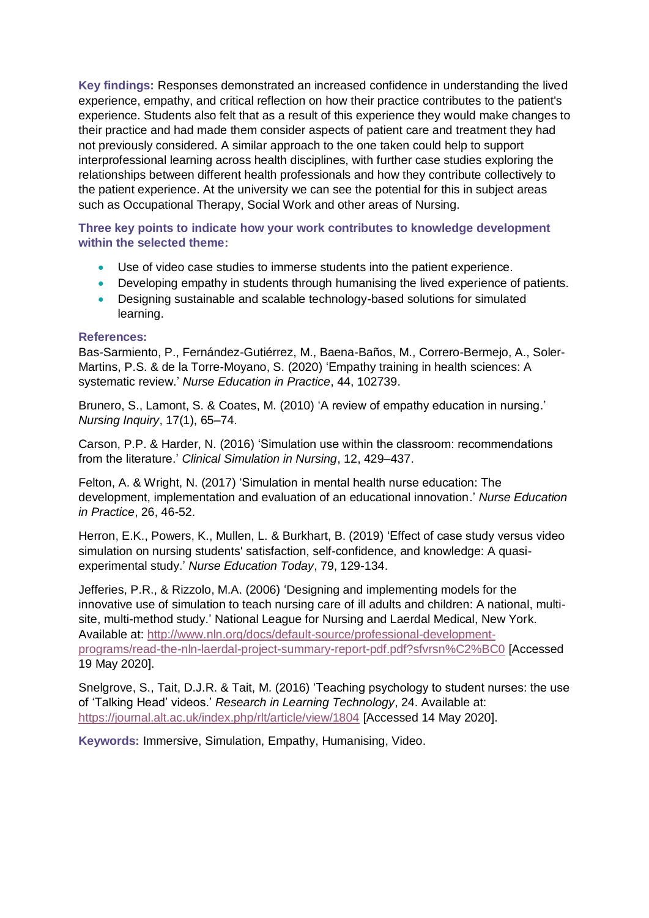**Key findings:** Responses demonstrated an increased confidence in understanding the lived experience, empathy, and critical reflection on how their practice contributes to the patient's experience. Students also felt that as a result of this experience they would make changes to their practice and had made them consider aspects of patient care and treatment they had not previously considered. A similar approach to the one taken could help to support interprofessional learning across health disciplines, with further case studies exploring the relationships between different health professionals and how they contribute collectively to the patient experience. At the university we can see the potential for this in subject areas such as Occupational Therapy, Social Work and other areas of Nursing.

**Three key points to indicate how your work contributes to knowledge development within the selected theme:**

- Use of video case studies to immerse students into the patient experience.
- Developing empathy in students through humanising the lived experience of patients.
- Designing sustainable and scalable technology-based solutions for simulated learning.

**References:**

Bas-Sarmiento, P., Fernández-Gutiérrez, M., Baena-Baños, M., Correro-Bermejo, A., Soler-Martins, P.S. & de la Torre-Moyano, S. (2020) 'Empathy training in health sciences: A systematic review.' *Nurse Education in Practice*, 44, 102739.

Brunero, S., Lamont, S. & Coates, M. (2010) 'A review of empathy education in nursing.' *Nursing Inquiry*, 17(1), 65–74.

Carson, P.P. & Harder, N. (2016) 'Simulation use within the classroom: recommendations from the literature.' *Clinical Simulation in Nursing*, 12, 429–437.

Felton, A. & Wright, N. (2017) 'Simulation in mental health nurse education: The development, implementation and evaluation of an educational innovation.' *Nurse Education in Practice*, 26, 46-52.

Herron, E.K., Powers, K., Mullen, L. & Burkhart, B. (2019) 'Effect of case study versus video simulation on nursing students' satisfaction, self-confidence, and knowledge: A quasi-experimental study.' *Nurse Education Today*, 79, 129-134.

Jefferies, P.R., & Rizzolo, M.A. (2006) 'Designing and implementing models for the innovative use of simulation to teach nursing care of ill adults and children: A national, multi-site, multi-method study.' National League for Nursing and Laerdal Medical, New York. Available at: http://www.nln.org/docs/default-source/professional-development-programs/read-the-nln-laerdal-project-summary-report-pdf.pdf?sfvrsn%C2%BC0 [Accessed 19 May 2020].

Snelgrove, S., Tait, D.J.R. & Tait, M. (2016) 'Teaching psychology to student nurses: the use of 'Talking Head' videos.' *Research in Learning Technology*, 24. Available at: https://journal.alt.ac.uk/index.php/rlt/article/view/1804 [Accessed 14 May 2020].

**Keywords:** Immersive, Simulation, Empathy, Humanising, Video.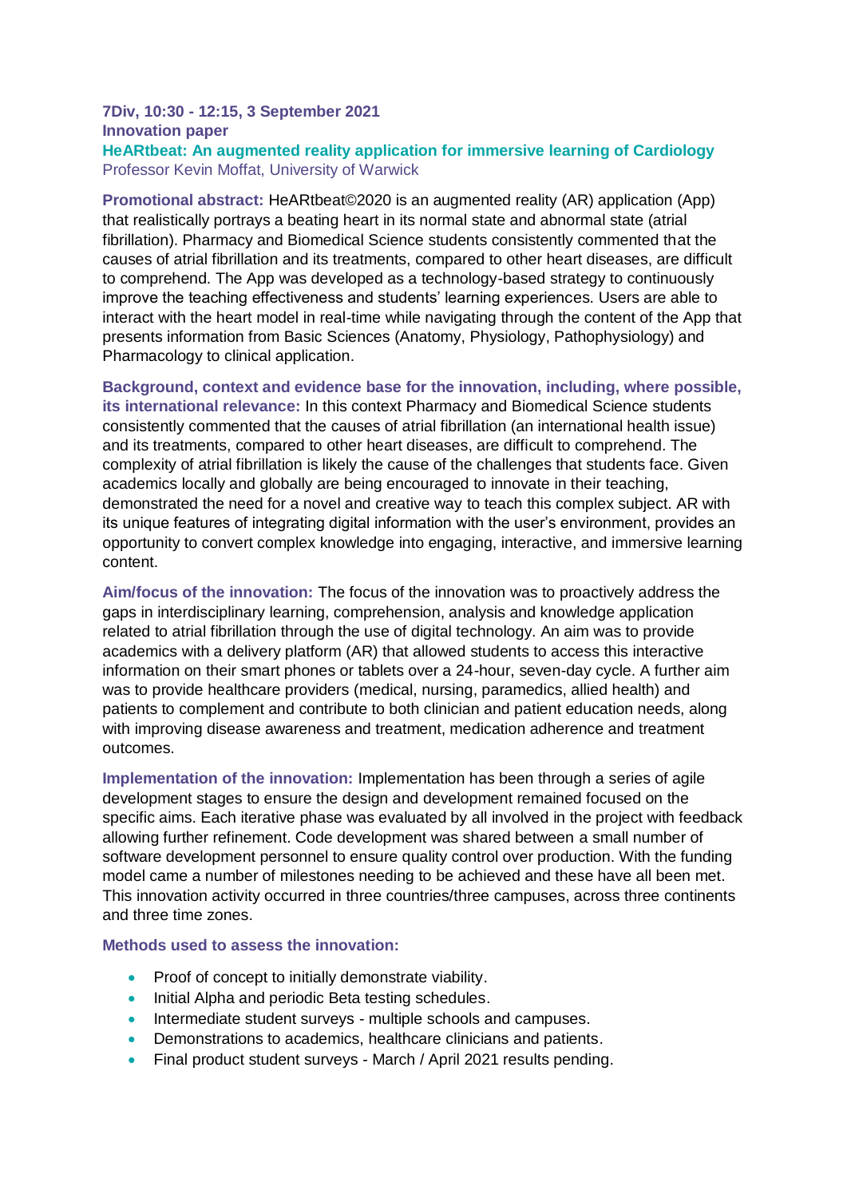**7Div, 10:30 - 12:15, 3 September 2021**
**Innovation paper**

## HeARtbeat: An augmented reality application for immersive learning of Cardiology

Professor Kevin Moffat, University of Warwick

**Promotional abstract:** HeARtbeat©2020 is an augmented reality (AR) application (App) that realistically portrays a beating heart in its normal state and abnormal state (atrial fibrillation). Pharmacy and Biomedical Science students consistently commented that the causes of atrial fibrillation and its treatments, compared to other heart diseases, are difficult to comprehend. The App was developed as a technology-based strategy to continuously improve the teaching effectiveness and students' learning experiences. Users are able to interact with the heart model in real-time while navigating through the content of the App that presents information from Basic Sciences (Anatomy, Physiology, Pathophysiology) and Pharmacology to clinical application.

**Background, context and evidence base for the innovation, including, where possible, its international relevance:** In this context Pharmacy and Biomedical Science students consistently commented that the causes of atrial fibrillation (an international health issue) and its treatments, compared to other heart diseases, are difficult to comprehend. The complexity of atrial fibrillation is likely the cause of the challenges that students face. Given academics locally and globally are being encouraged to innovate in their teaching, demonstrated the need for a novel and creative way to teach this complex subject. AR with its unique features of integrating digital information with the user's environment, provides an opportunity to convert complex knowledge into engaging, interactive, and immersive learning content.

**Aim/focus of the innovation:** The focus of the innovation was to proactively address the gaps in interdisciplinary learning, comprehension, analysis and knowledge application related to atrial fibrillation through the use of digital technology. An aim was to provide academics with a delivery platform (AR) that allowed students to access this interactive information on their smart phones or tablets over a 24-hour, seven-day cycle. A further aim was to provide healthcare providers (medical, nursing, paramedics, allied health) and patients to complement and contribute to both clinician and patient education needs, along with improving disease awareness and treatment, medication adherence and treatment outcomes.

**Implementation of the innovation:** Implementation has been through a series of agile development stages to ensure the design and development remained focused on the specific aims. Each iterative phase was evaluated by all involved in the project with feedback allowing further refinement. Code development was shared between a small number of software development personnel to ensure quality control over production. With the funding model came a number of milestones needing to be achieved and these have all been met. This innovation activity occurred in three countries/three campuses, across three continents and three time zones.

**Methods used to assess the innovation:**

- Proof of concept to initially demonstrate viability.
- Initial Alpha and periodic Beta testing schedules.
- Intermediate student surveys - multiple schools and campuses.
- Demonstrations to academics, healthcare clinicians and patients.
- Final product student surveys - March / April 2021 results pending.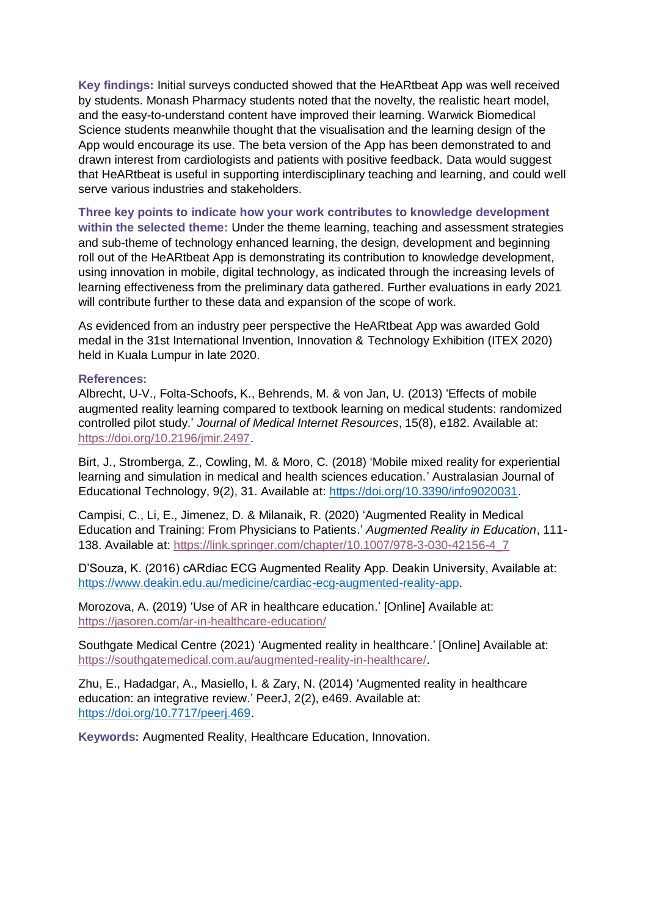**Key findings:** Initial surveys conducted showed that the HeARtbeat App was well received by students. Monash Pharmacy students noted that the novelty, the realistic heart model, and the easy-to-understand content have improved their learning. Warwick Biomedical Science students meanwhile thought that the visualisation and the learning design of the App would encourage its use. The beta version of the App has been demonstrated to and drawn interest from cardiologists and patients with positive feedback. Data would suggest that HeARtbeat is useful in supporting interdisciplinary teaching and learning, and could well serve various industries and stakeholders.

**Three key points to indicate how your work contributes to knowledge development within the selected theme:** Under the theme learning, teaching and assessment strategies and sub-theme of technology enhanced learning, the design, development and beginning roll out of the HeARtbeat App is demonstrating its contribution to knowledge development, using innovation in mobile, digital technology, as indicated through the increasing levels of learning effectiveness from the preliminary data gathered. Further evaluations in early 2021 will contribute further to these data and expansion of the scope of work.

As evidenced from an industry peer perspective the HeARtbeat App was awarded Gold medal in the 31st International Invention, Innovation & Technology Exhibition (ITEX 2020) held in Kuala Lumpur in late 2020.

**References:**

Albrecht, U-V., Folta-Schoofs, K., Behrends, M. & von Jan, U. (2013) 'Effects of mobile augmented reality learning compared to textbook learning on medical students: randomized controlled pilot study.' *Journal of Medical Internet Resources*, 15(8), e182. Available at: https://doi.org/10.2196/jmir.2497.

Birt, J., Stromberga, Z., Cowling, M. & Moro, C. (2018) 'Mobile mixed reality for experiential learning and simulation in medical and health sciences education.' Australasian Journal of Educational Technology, 9(2), 31. Available at: https://doi.org/10.3390/info9020031.

Campisi, C., Li, E., Jimenez, D. & Milanaik, R. (2020) 'Augmented Reality in Medical Education and Training: From Physicians to Patients.' *Augmented Reality in Education*, 111-138. Available at: https://link.springer.com/chapter/10.1007/978-3-030-42156-4_7

D'Souza, K. (2016) cARdiac ECG Augmented Reality App. Deakin University, Available at: https://www.deakin.edu.au/medicine/cardiac-ecg-augmented-reality-app.

Morozova, A. (2019) 'Use of AR in healthcare education.' [Online] Available at: https://jasoren.com/ar-in-healthcare-education/

Southgate Medical Centre (2021) 'Augmented reality in healthcare.' [Online] Available at: https://southgatemedical.com.au/augmented-reality-in-healthcare/.

Zhu, E., Hadadgar, A., Masiello, I. & Zary, N. (2014) 'Augmented reality in healthcare education: an integrative review.' PeerJ, 2(2), e469. Available at: https://doi.org/10.7717/peerj.469.

**Keywords:** Augmented Reality, Healthcare Education, Innovation.